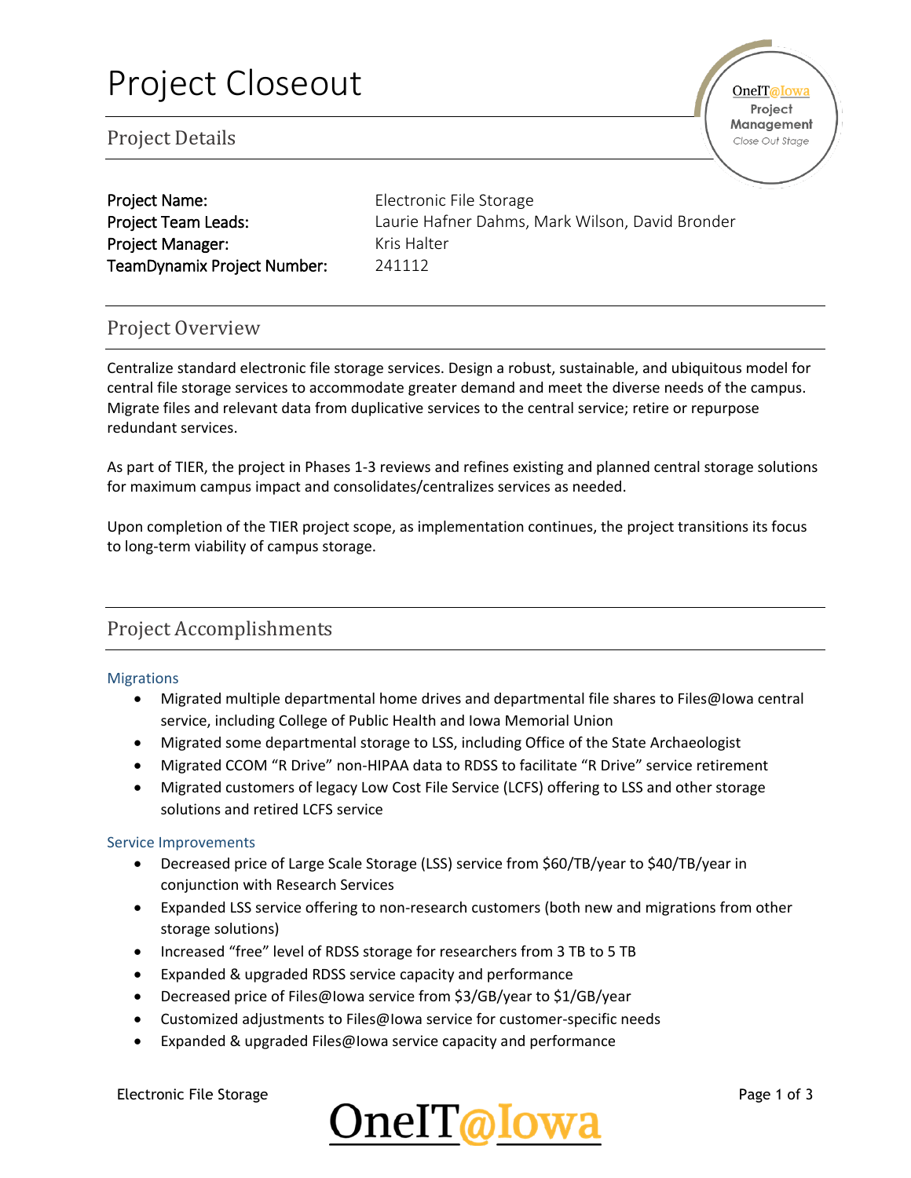# Project Closeout

## Project Details

**Project Name:** Electronic File Storage
**Project Team Leads:** Laurie Hafner Dahms, Mark Wilson, David Bronder
**Project Manager:** Kris Halter
**TeamDynamix Project Number:** 241112

## Project Overview

Centralize standard electronic file storage services. Design a robust, sustainable, and ubiquitous model for central file storage services to accommodate greater demand and meet the diverse needs of the campus. Migrate files and relevant data from duplicative services to the central service; retire or repurpose redundant services.

As part of TIER, the project in Phases 1-3 reviews and refines existing and planned central storage solutions for maximum campus impact and consolidates/centralizes services as needed.

Upon completion of the TIER project scope, as implementation continues, the project transitions its focus to long-term viability of campus storage.

## Project Accomplishments

### Migrations

- Migrated multiple departmental home drives and departmental file shares to Files@Iowa central service, including College of Public Health and Iowa Memorial Union
- Migrated some departmental storage to LSS, including Office of the State Archaeologist
- Migrated CCOM “R Drive” non-HIPAA data to RDSS to facilitate “R Drive” service retirement
- Migrated customers of legacy Low Cost File Service (LCFS) offering to LSS and other storage solutions and retired LCFS service

### Service Improvements

- Decreased price of Large Scale Storage (LSS) service from $60/TB/year to $40/TB/year in conjunction with Research Services
- Expanded LSS service offering to non-research customers (both new and migrations from other storage solutions)
- Increased “free” level of RDSS storage for researchers from 3 TB to 5 TB
- Expanded & upgraded RDSS service capacity and performance
- Decreased price of Files@Iowa service from $3/GB/year to $1/GB/year
- Customized adjustments to Files@Iowa service for customer-specific needs
- Expanded & upgraded Files@Iowa service capacity and performance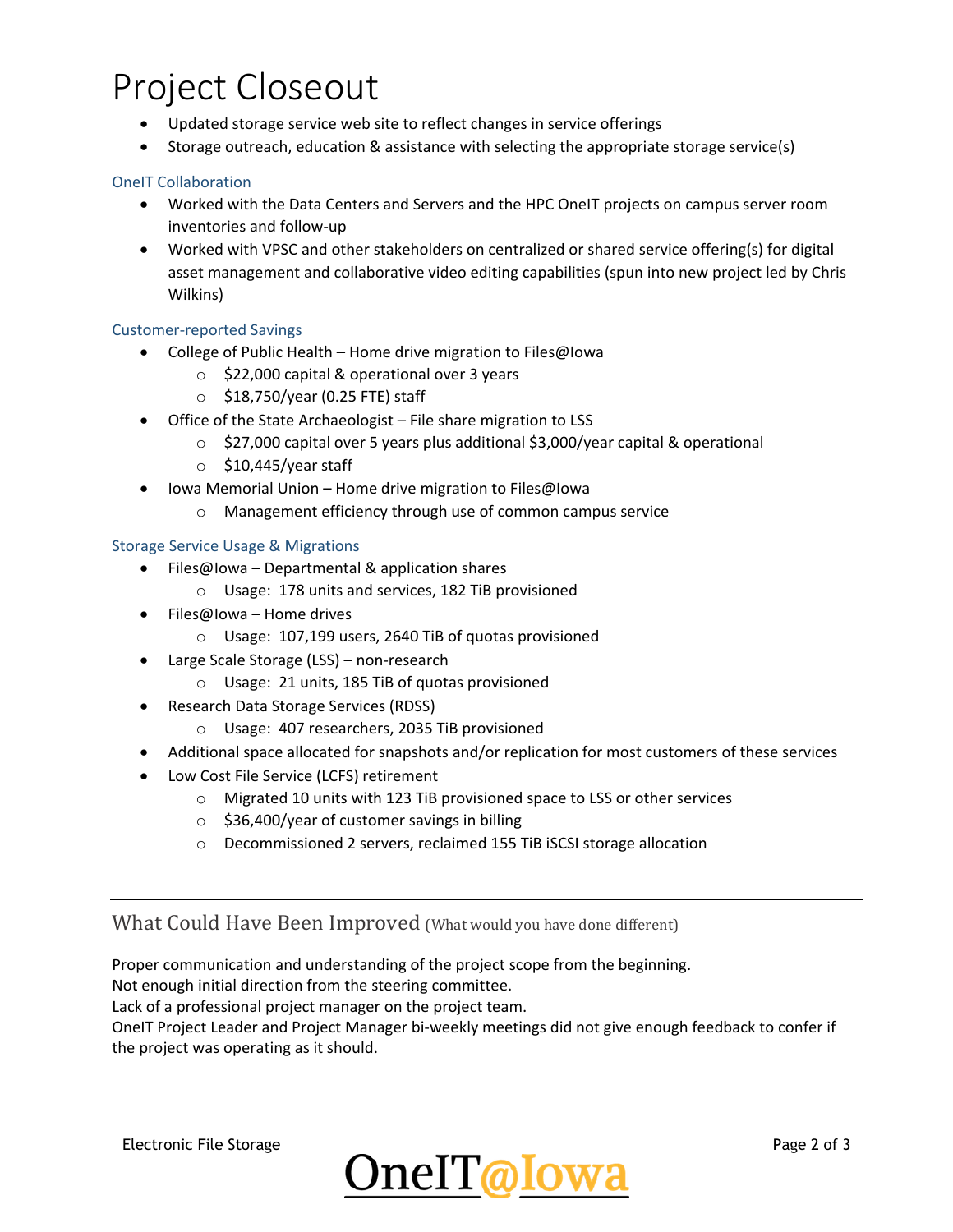# Project Closeout

- Updated storage service web site to reflect changes in service offerings
- Storage outreach, education & assistance with selecting the appropriate storage service(s)

### OneIT Collaboration

- Worked with the Data Centers and Servers and the HPC OneIT projects on campus server room inventories and follow-up
- Worked with VPSC and other stakeholders on centralized or shared service offering(s) for digital asset management and collaborative video editing capabilities (spun into new project led by Chris Wilkins)

### Customer-reported Savings

- College of Public Health – Home drive migration to Files@Iowa
  - $22,000 capital & operational over 3 years
  - $18,750/year (0.25 FTE) staff
- Office of the State Archaeologist – File share migration to LSS
  - $27,000 capital over 5 years plus additional $3,000/year capital & operational
  - $10,445/year staff
- Iowa Memorial Union – Home drive migration to Files@Iowa
  - Management efficiency through use of common campus service

### Storage Service Usage & Migrations

- Files@Iowa – Departmental & application shares
  - Usage: 178 units and services, 182 TiB provisioned
- Files@Iowa – Home drives
  - Usage: 107,199 users, 2640 TiB of quotas provisioned
- Large Scale Storage (LSS) – non-research
  - Usage: 21 units, 185 TiB of quotas provisioned
- Research Data Storage Services (RDSS)
  - Usage: 407 researchers, 2035 TiB provisioned
- Additional space allocated for snapshots and/or replication for most customers of these services
- Low Cost File Service (LCFS) retirement
  - Migrated 10 units with 123 TiB provisioned space to LSS or other services
  - $36,400/year of customer savings in billing
  - Decommissioned 2 servers, reclaimed 155 TiB iSCSI storage allocation

---

## What Could Have Been Improved (What would you have done different)

Proper communication and understanding of the project scope from the beginning.
Not enough initial direction from the steering committee.
Lack of a professional project manager on the project team.
OneIT Project Leader and Project Manager bi-weekly meetings did not give enough feedback to confer if the project was operating as it should.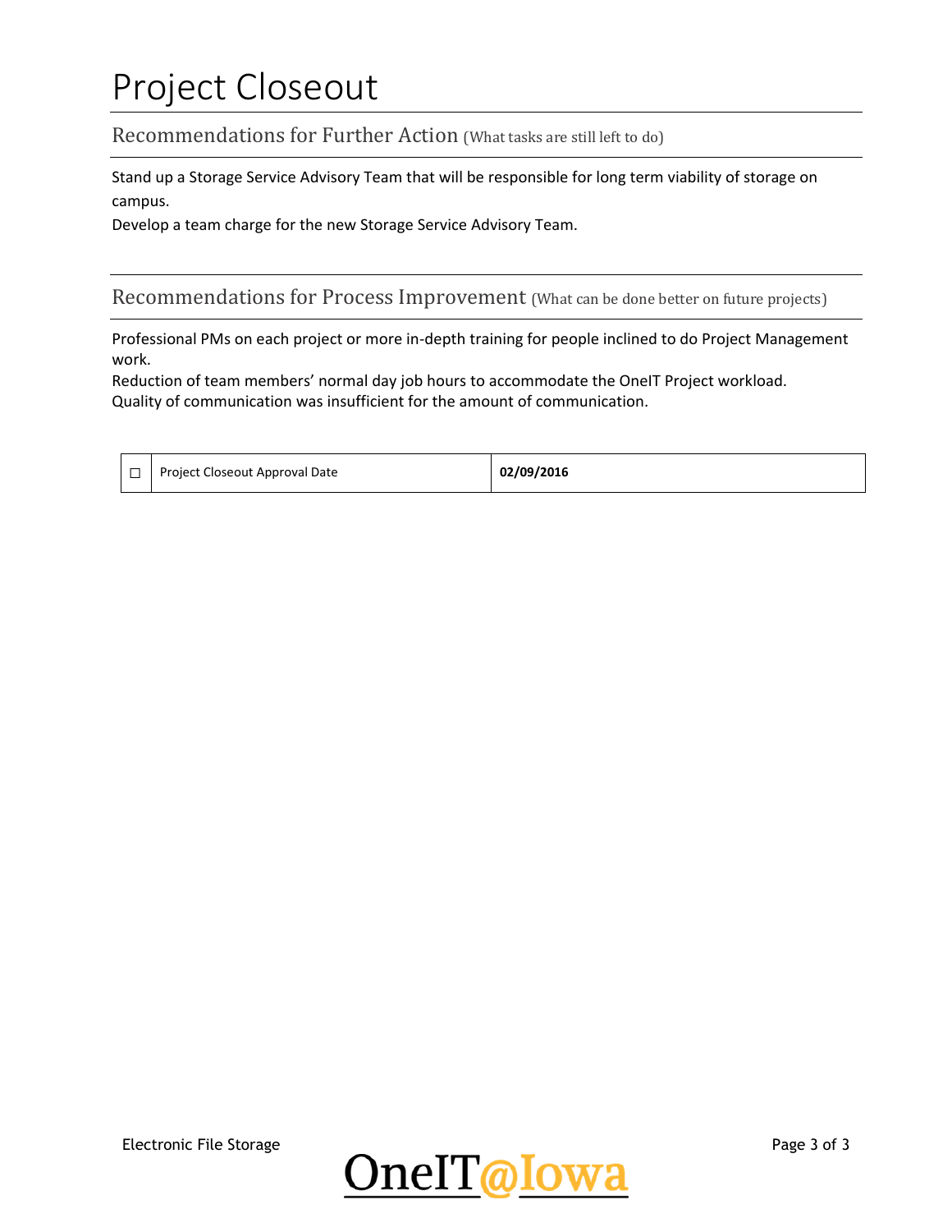# Project Closeout

## Recommendations for Further Action (What tasks are still left to do)

Stand up a Storage Service Advisory Team that will be responsible for long term viability of storage on campus.
Develop a team charge for the new Storage Service Advisory Team.

## Recommendations for Process Improvement (What can be done better on future projects)

Professional PMs on each project or more in-depth training for people inclined to do Project Management work.
Reduction of team members' normal day job hours to accommodate the OneIT Project workload.
Quality of communication was insufficient for the amount of communication.

| | | |
|---|---|---|
| ☐ | Project Closeout Approval Date | **02/09/2016** |